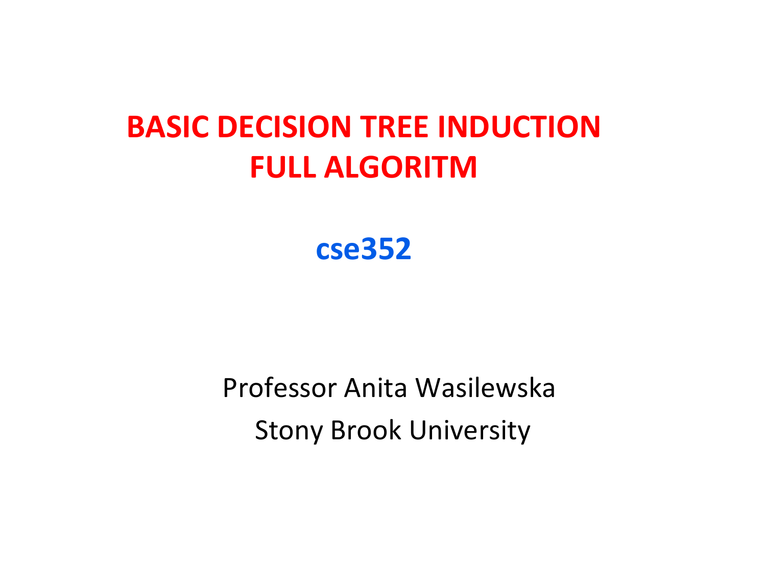# BASIC DECISION TREE INDUCTION
# FULL ALGORITM

## cse352

Professor Anita Wasilewska

Stony Brook University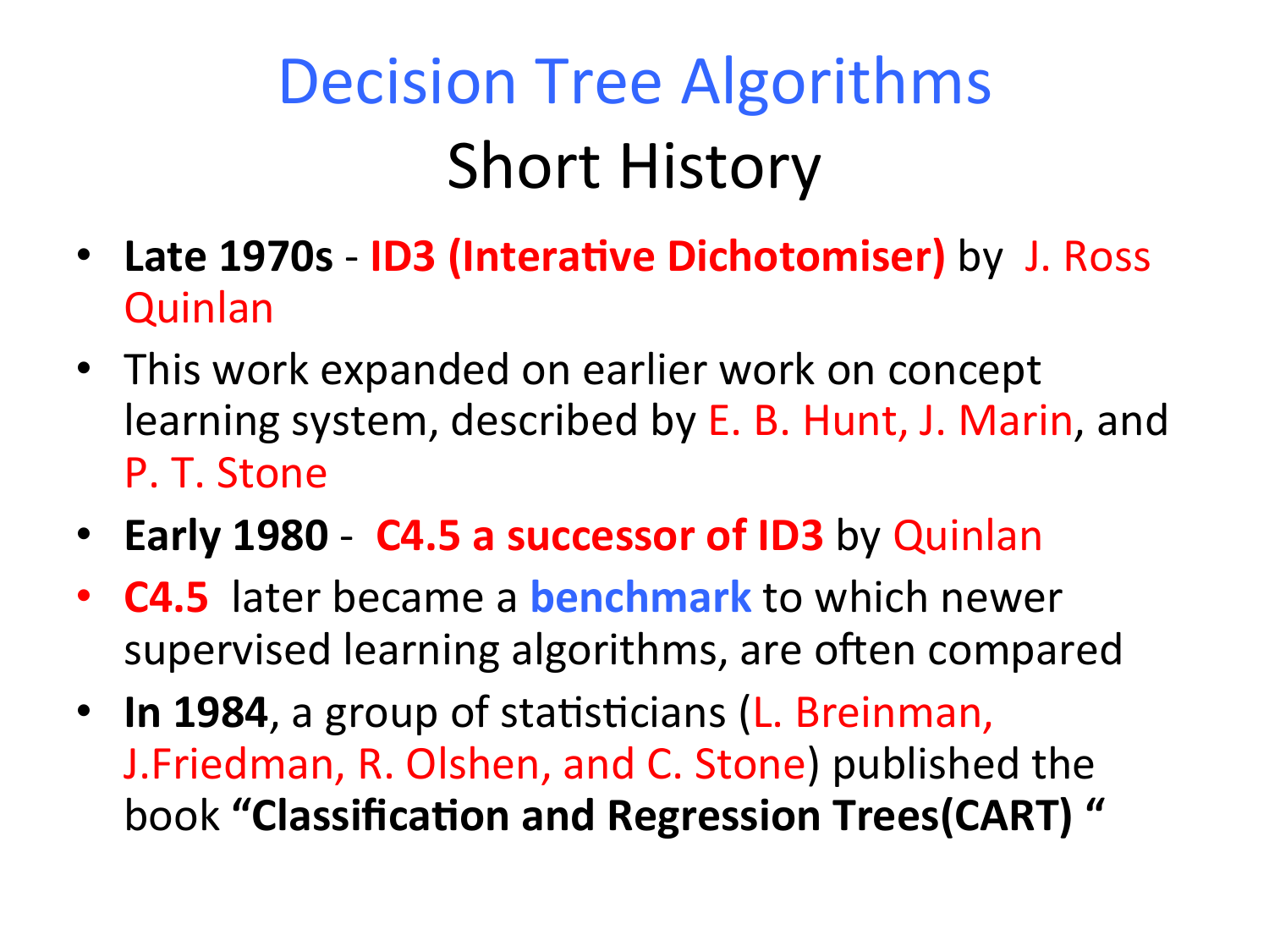# Decision Tree Algorithms

## Short History

- **Late 1970s** - **ID3 (Interative Dichotomiser)** by J. Ross Quinlan
- This work expanded on earlier work on concept learning system, described by E. B. Hunt, J. Marin, and P. T. Stone
- **Early 1980** - **C4.5 a successor of ID3** by Quinlan
- **C4.5** later became a **benchmark** to which newer supervised learning algorithms, are often compared
- **In 1984**, a group of statisticians (L. Breinman, J.Friedman, R. Olshen, and C. Stone) published the book **"Classification and Regression Trees(CART) "**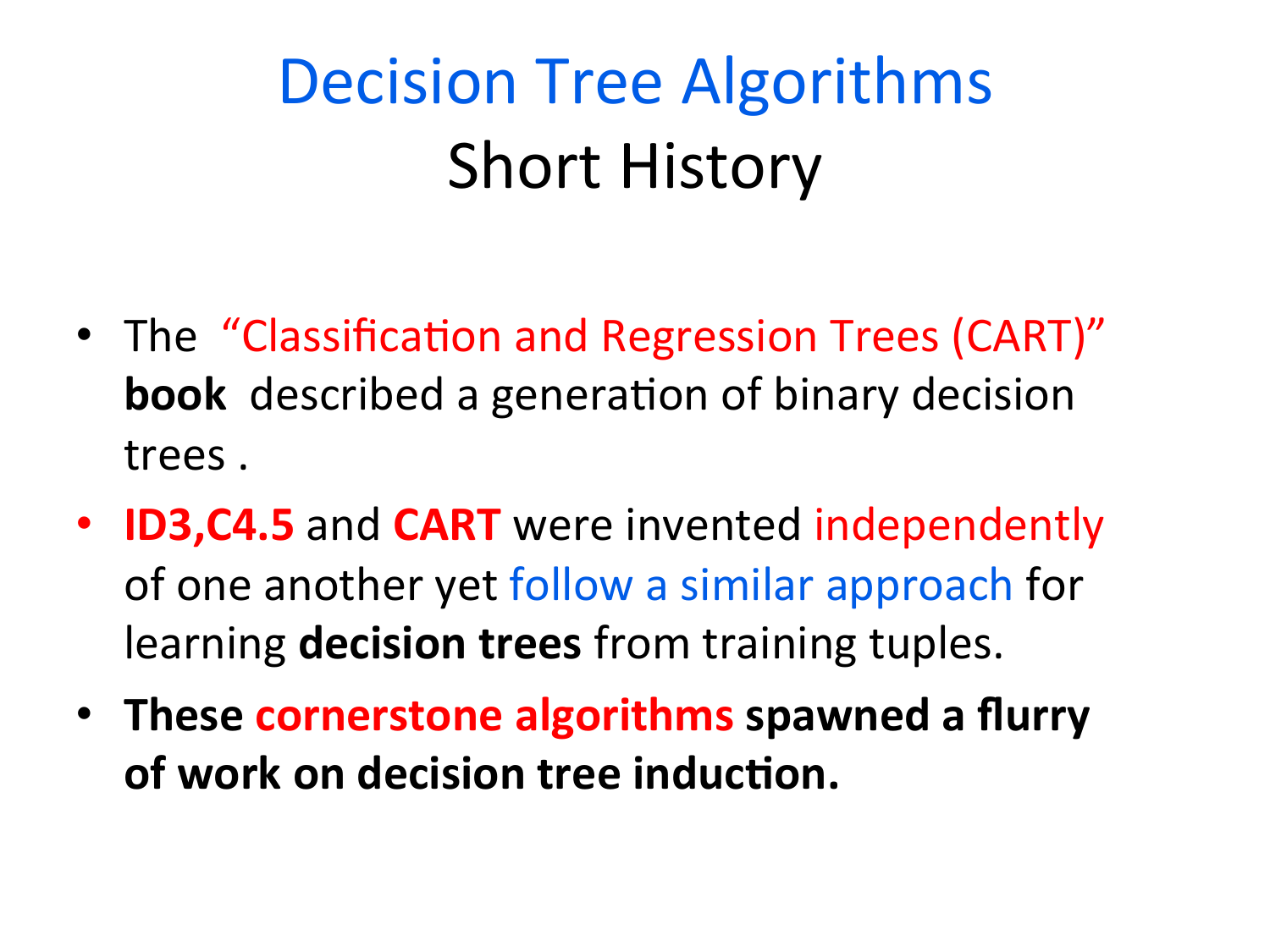# Decision Tree Algorithms
## Short History

- The "Classification and Regression Trees (CART)" **book** described a generation of binary decision trees .
- **ID3,C4.5** and **CART** were invented independently of one another yet follow a similar approach for learning **decision trees** from training tuples.
- **These cornerstone algorithms spawned a flurry of work on decision tree induction.**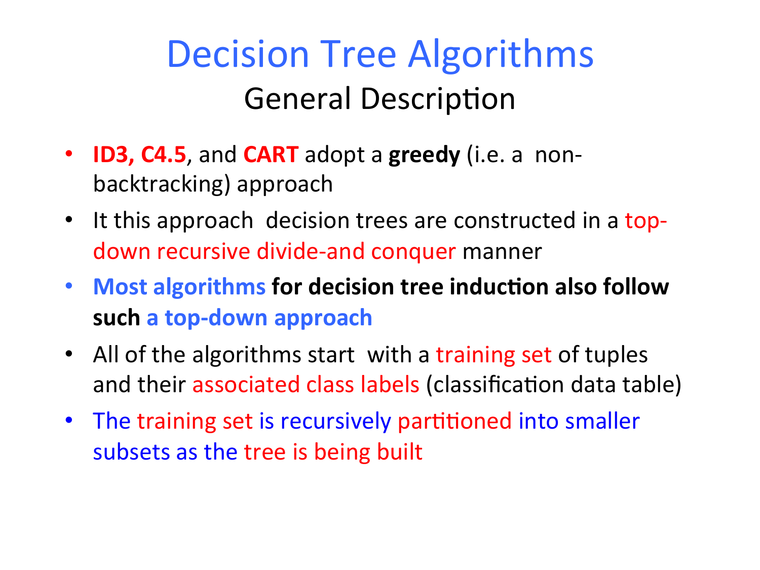# Decision Tree Algorithms

## General Description

- **ID3, C4.5**, and **CART** adopt a **greedy** (i.e. a non-backtracking) approach
- It this approach decision trees are constructed in a top-down recursive divide-and conquer manner
- **Most algorithms for decision tree induction also follow such a top-down approach**
- All of the algorithms start with a training set of tuples and their associated class labels (classification data table)
- The training set is recursively partitioned into smaller subsets as the tree is being built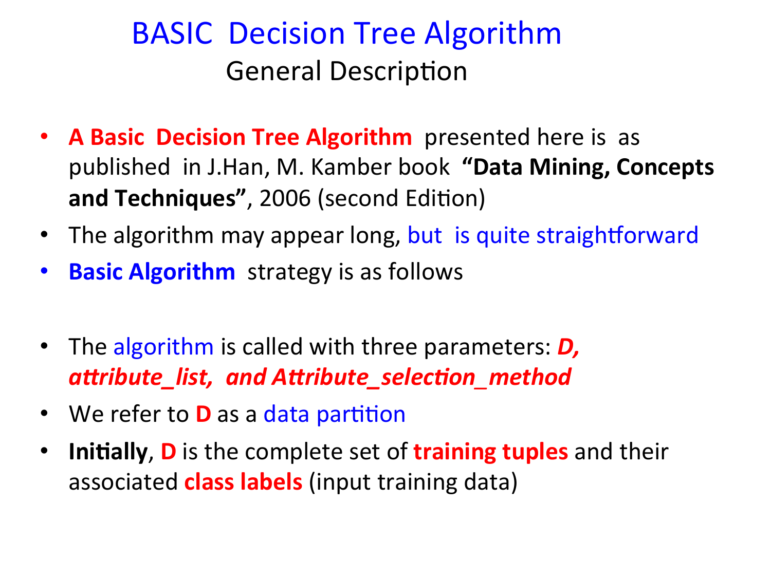# BASIC Decision Tree Algorithm

## General Description

- **A Basic Decision Tree Algorithm** presented here is as published in J.Han, M. Kamber book **"Data Mining, Concepts and Techniques"**, 2006 (second Edition)
- The algorithm may appear long, but is quite straightforward
- **Basic Algorithm** strategy is as follows

- The algorithm is called with three parameters: ***D, attribute_list, and Attribute_selection_method***
- We refer to **D** as a data partition
- **Initially**, **D** is the complete set of **training tuples** and their associated **class labels** (input training data)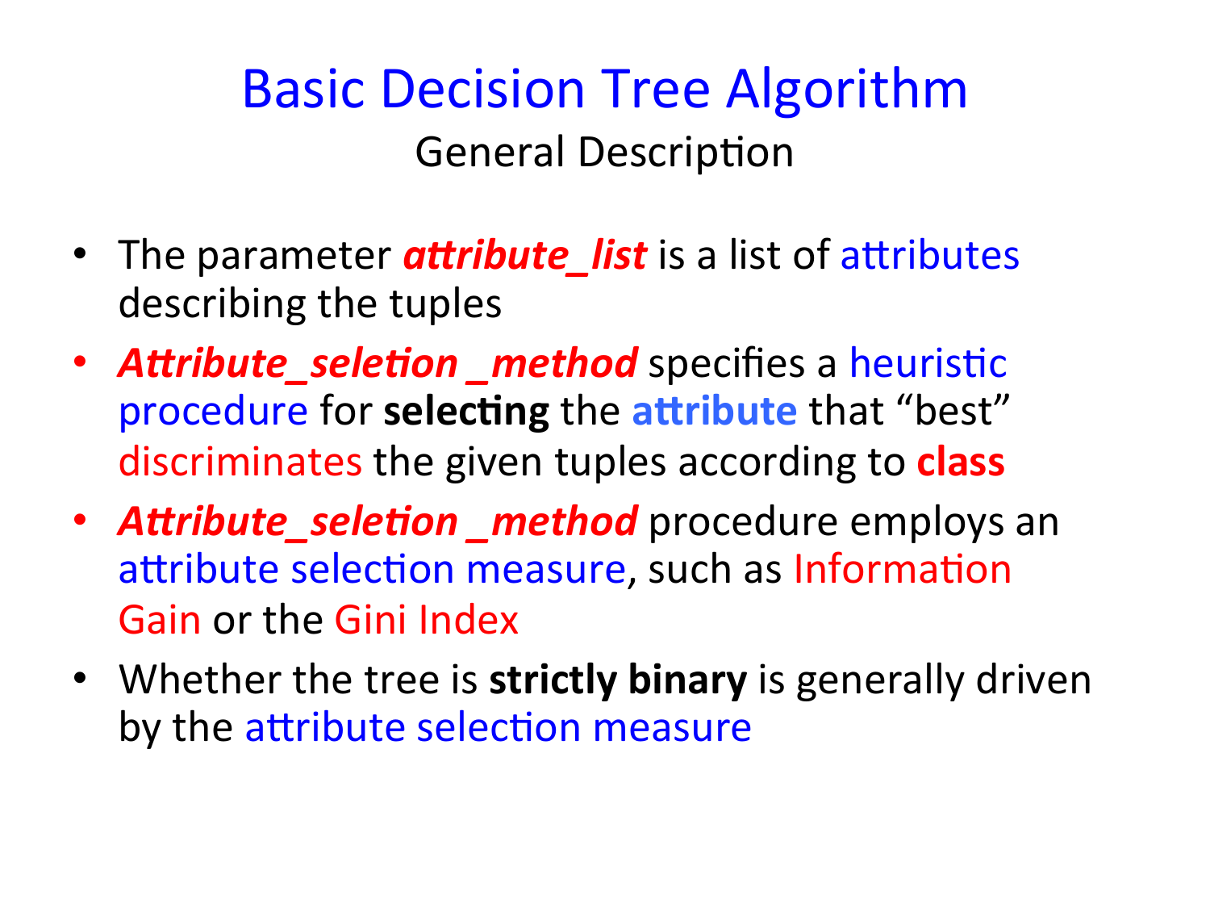# Basic Decision Tree Algorithm

## General Description

- The parameter ***attribute_list*** is a list of attributes describing the tuples
- ***Attribute_seletion _method*** specifies a heuristic procedure for **selecting** the **attribute** that "best" discriminates the given tuples according to **class**
- ***Attribute_seletion _method*** procedure employs an attribute selection measure, such as Information Gain or the Gini Index
- Whether the tree is **strictly binary** is generally driven by the attribute selection measure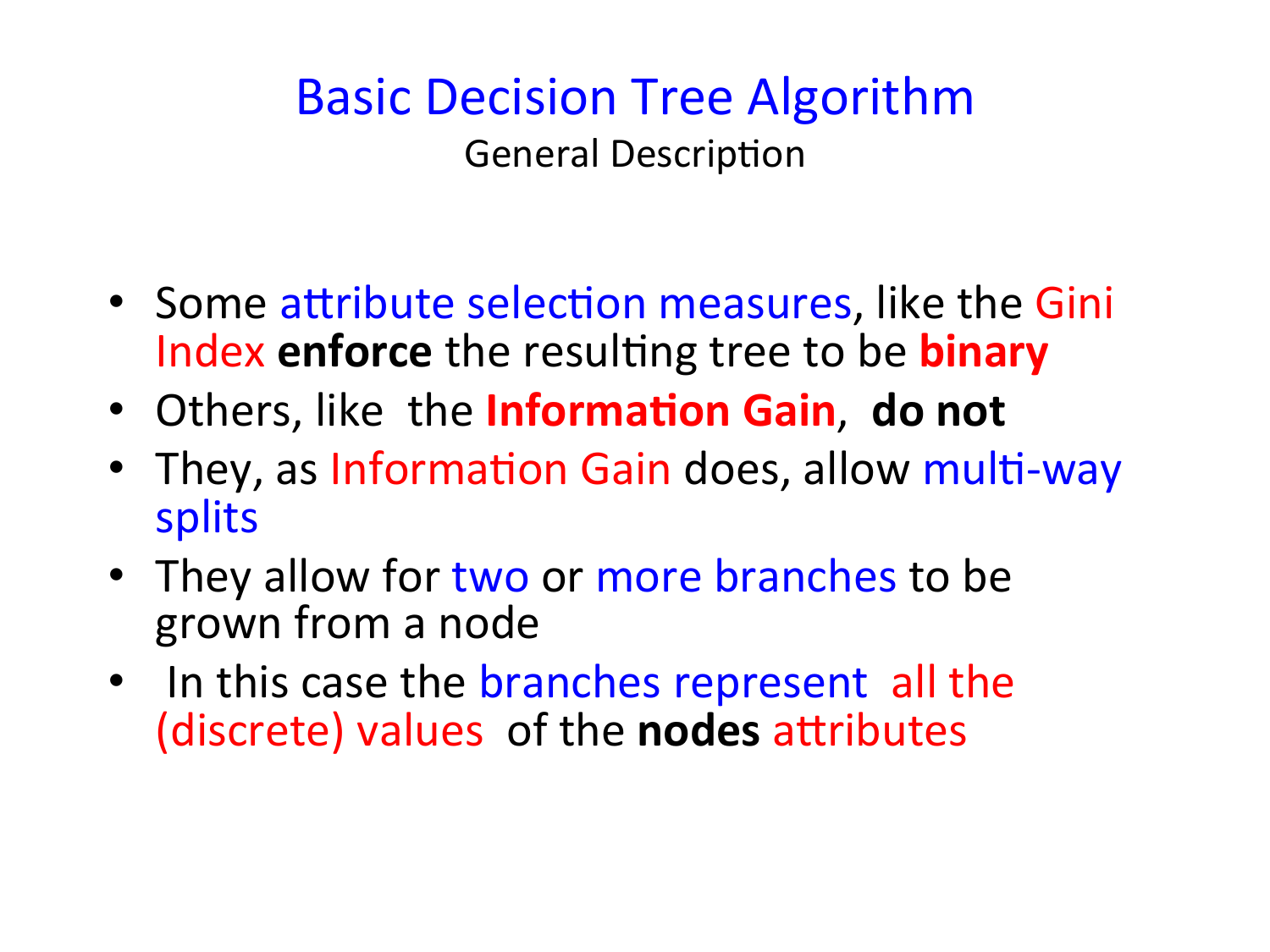# Basic Decision Tree Algorithm

## General Description

- Some attribute selection measures, like the Gini Index **enforce** the resulting tree to be **binary**
- Others, like the **Information Gain**, **do not**
- They, as Information Gain does, allow multi-way splits
- They allow for two or more branches to be grown from a node
- In this case the branches represent all the (discrete) values of the **nodes** attributes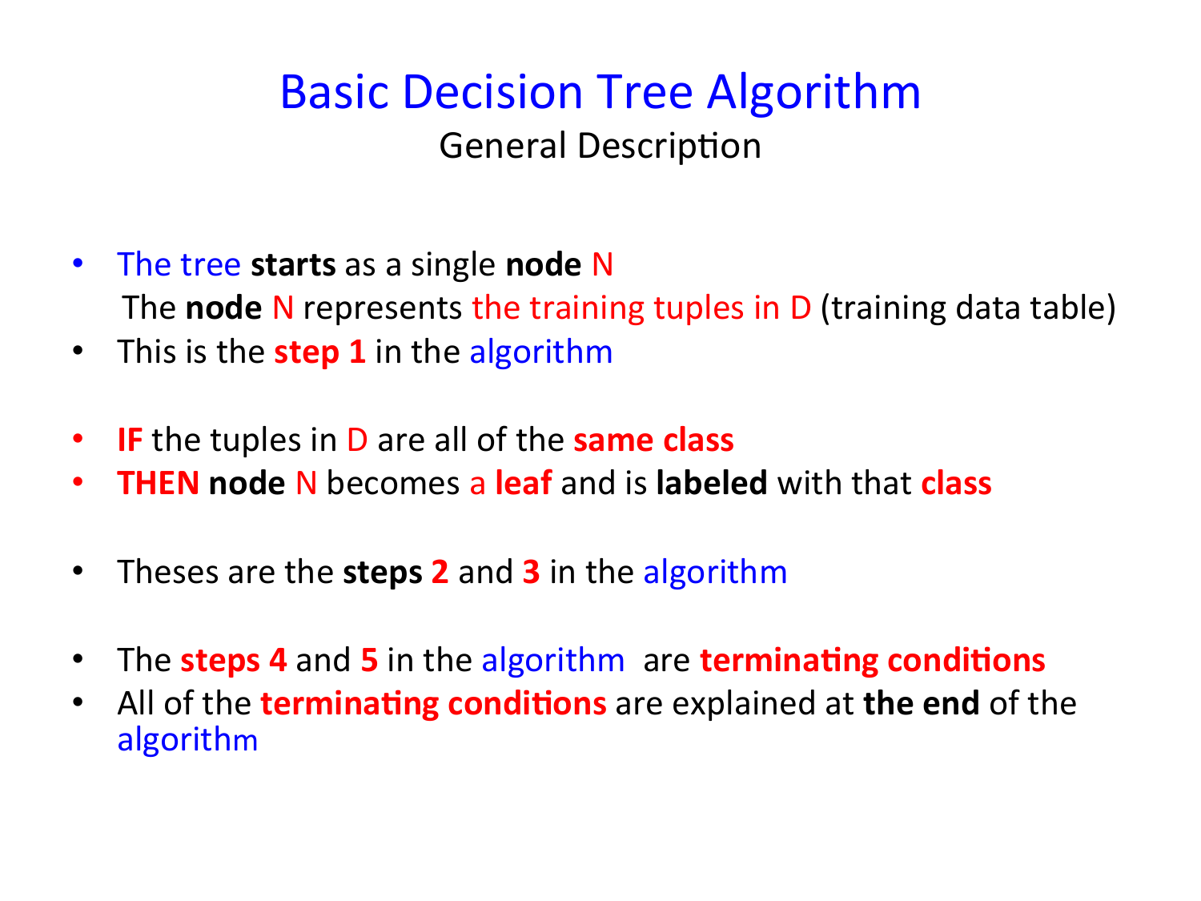# Basic Decision Tree Algorithm

## General Description

- The tree **starts** as a single **node** N
  The **node** N represents the training tuples in D (training data table)
- This is the **step 1** in the algorithm

- **IF** the tuples in D are all of the **same class**
- **THEN** **node** N becomes a **leaf** and is **labeled** with that **class**

- Theses are the **steps 2** and **3** in the algorithm

- The **steps 4** and **5** in the algorithm are **terminating conditions**
- All of the **terminating conditions** are explained at **the end** of the algorithm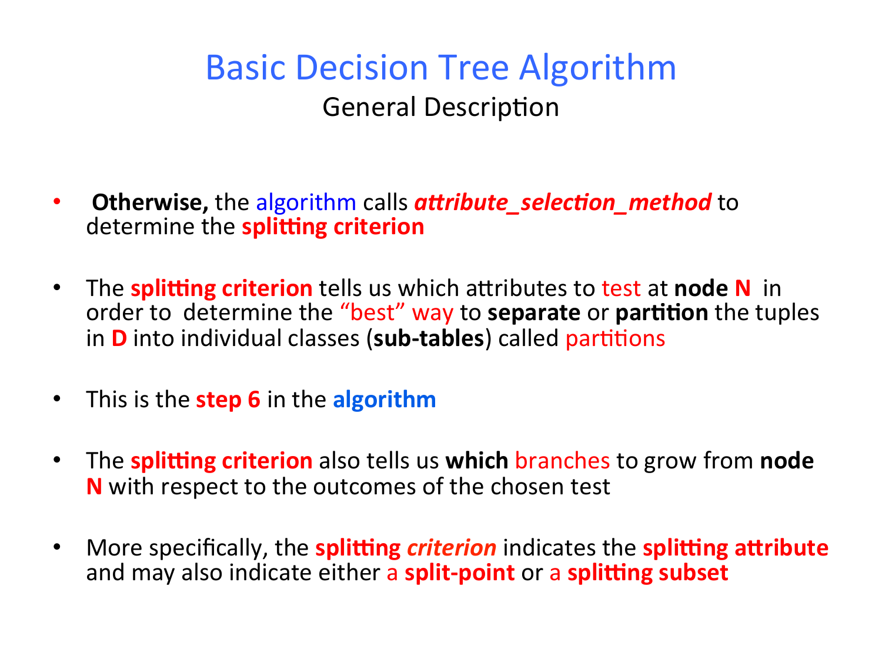# Basic Decision Tree Algorithm

## General Description

- **Otherwise,** the algorithm calls ***attribute_selection_method*** to determine the **splitting criterion**

- The **splitting criterion** tells us which attributes to test at **node N** in order to determine the "best" way to **separate** or **partition** the tuples in **D** into individual classes (**sub-tables**) called partitions

- This is the **step 6** in the **algorithm**

- The **splitting criterion** also tells us **which** branches to grow from **node N** with respect to the outcomes of the chosen test

- More specifically, the **splitting *criterion*** indicates the **splitting attribute** and may also indicate either a **split-point** or a **splitting subset**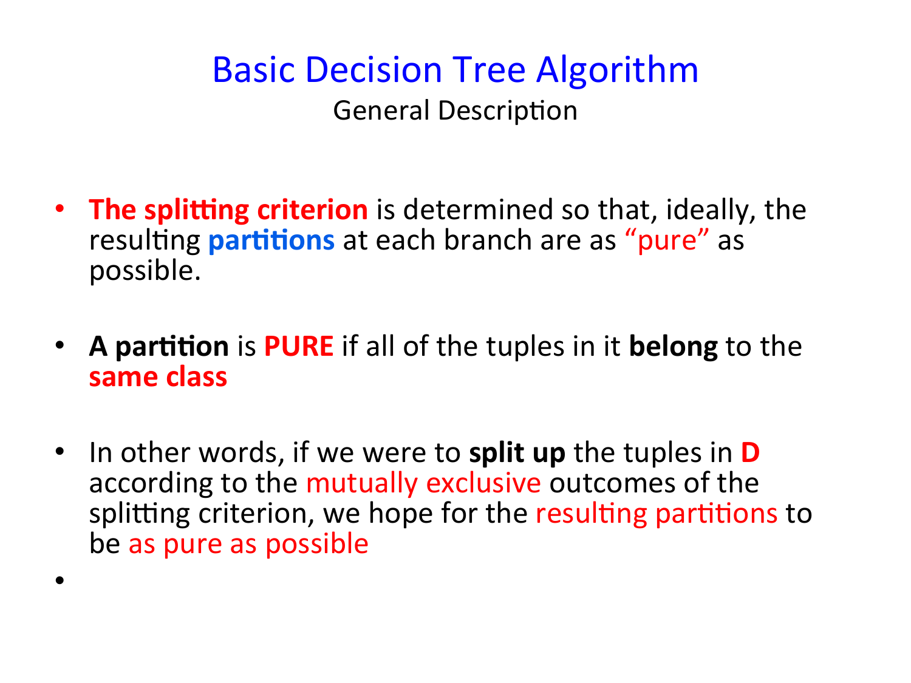# Basic Decision Tree Algorithm

General Description

- **The splitting criterion** is determined so that, ideally, the resulting **partitions** at each branch are as "pure" as possible.

- **A partition** is **PURE** if all of the tuples in it **belong** to the **same class**

- In other words, if we were to **split up** the tuples in **D** according to the mutually exclusive outcomes of the splitting criterion, we hope for the resulting partitions to be as pure as possible

-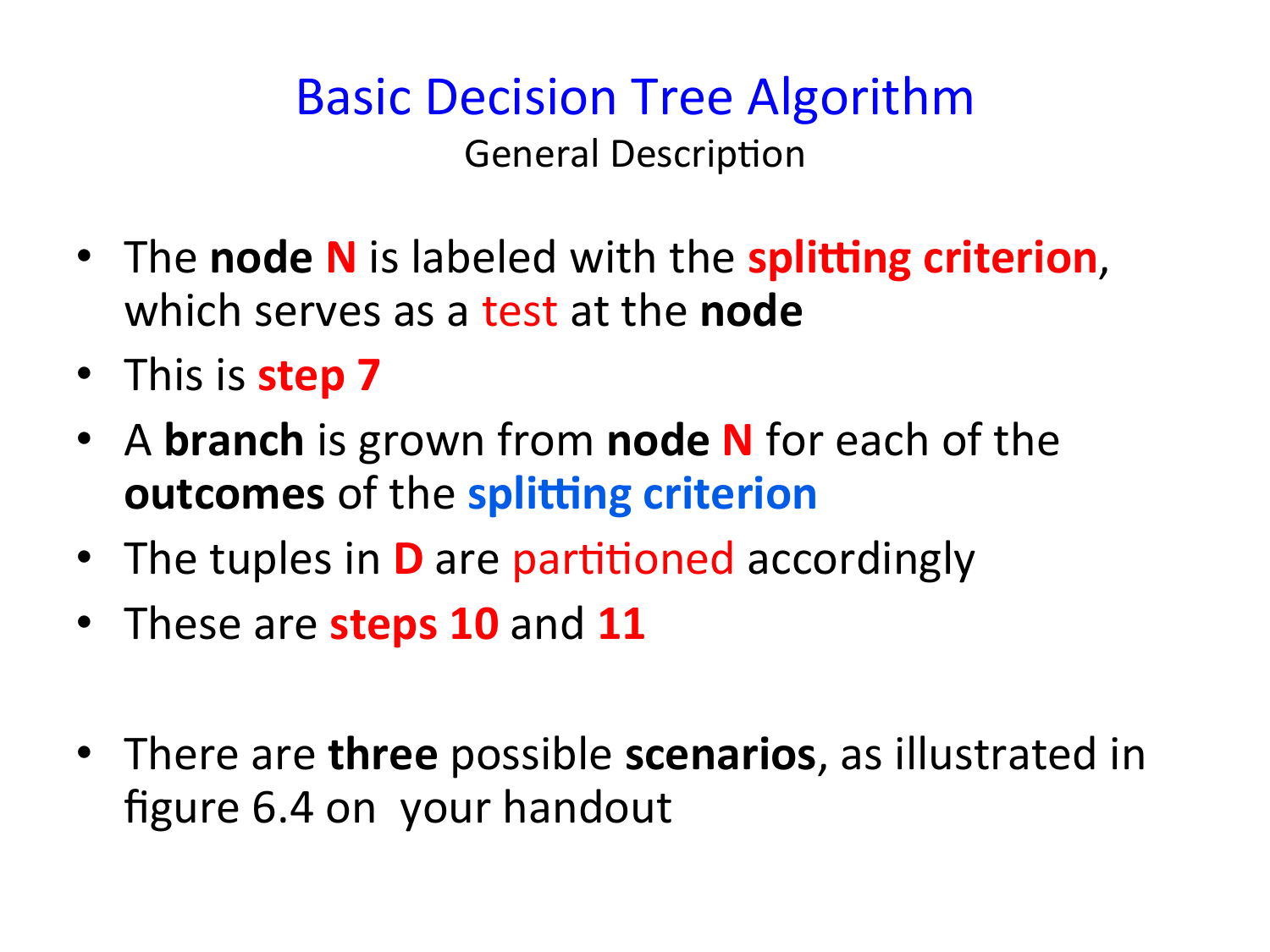# Basic Decision Tree Algorithm

General Description

- The **node N** is labeled with the **splitting criterion**, which serves as a test at the **node**
- This is **step 7**
- A **branch** is grown from **node N** for each of the **outcomes** of the **splitting criterion**
- The tuples in **D** are partitioned accordingly
- These are **steps 10** and **11**

- There are **three** possible **scenarios**, as illustrated in figure 6.4 on your handout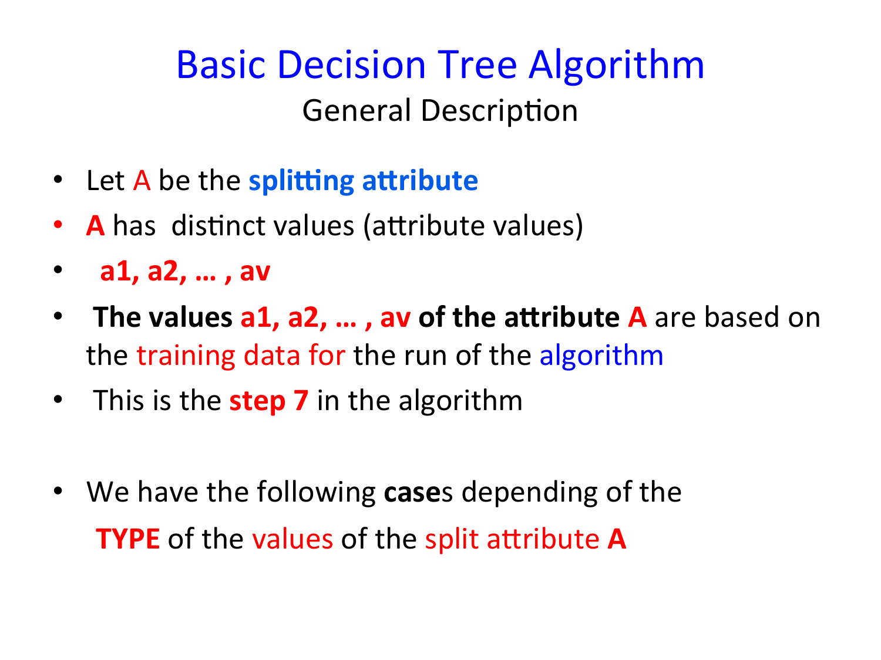# Basic Decision Tree Algorithm

## General Description

- Let A be the **splitting attribute**
- **A** has distinct values (attribute values)
- **a1, a2, … , av**
- **The values a1, a2, … , av of the attribute A** are based on the training data for the run of the algorithm
- This is the **step 7** in the algorithm

- We have the following **case**s depending of the **TYPE** of the values of the split attribute **A**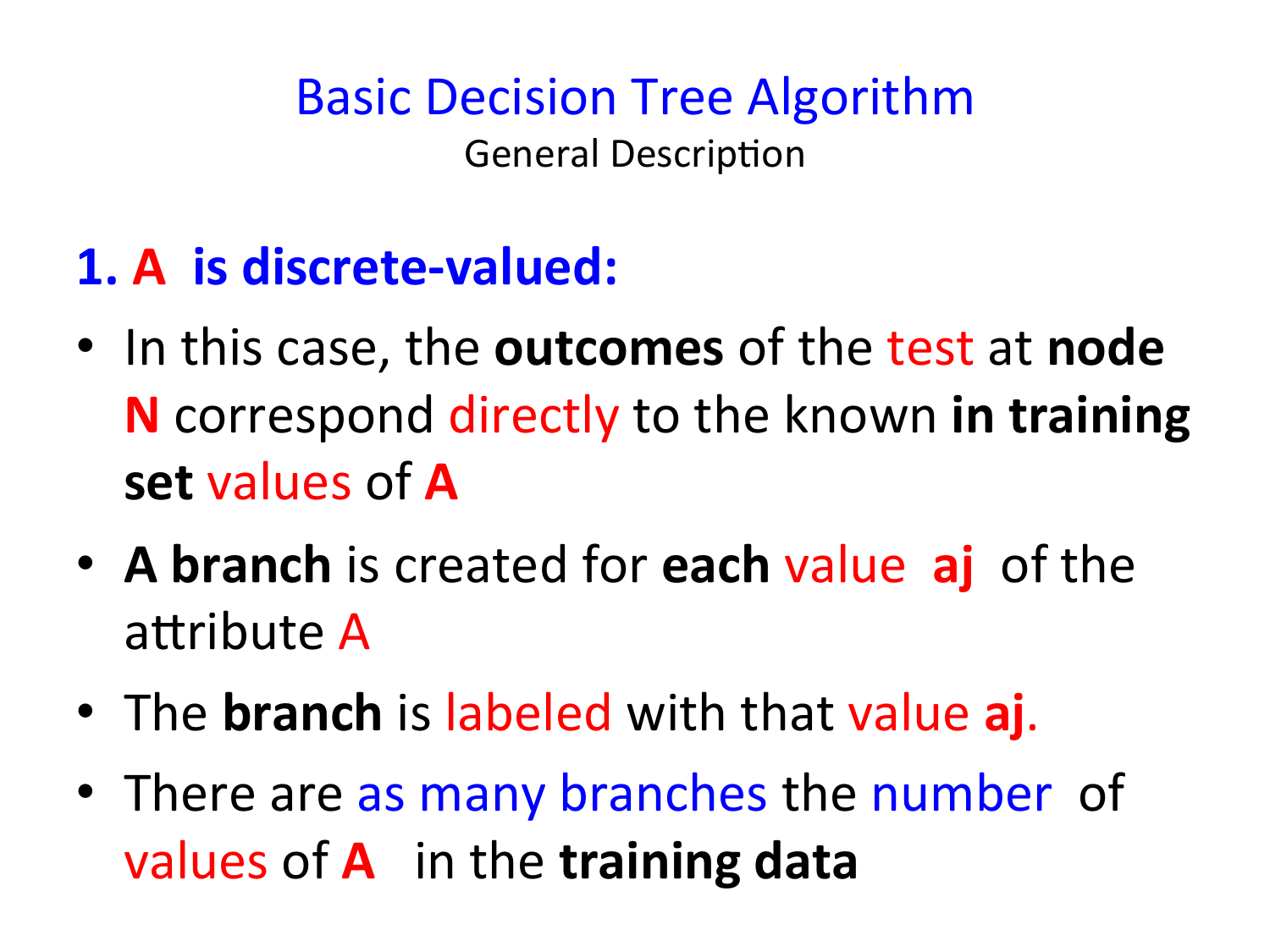# Basic Decision Tree Algorithm

General Description

## 1. A is discrete-valued:

- In this case, the **outcomes** of the test at **node N** correspond directly to the known **in training set** values of **A**
- **A branch** is created for **each** value **aj** of the attribute A
- The **branch** is labeled with that value **aj**.
- There are as many branches the number of values of **A** in the **training data**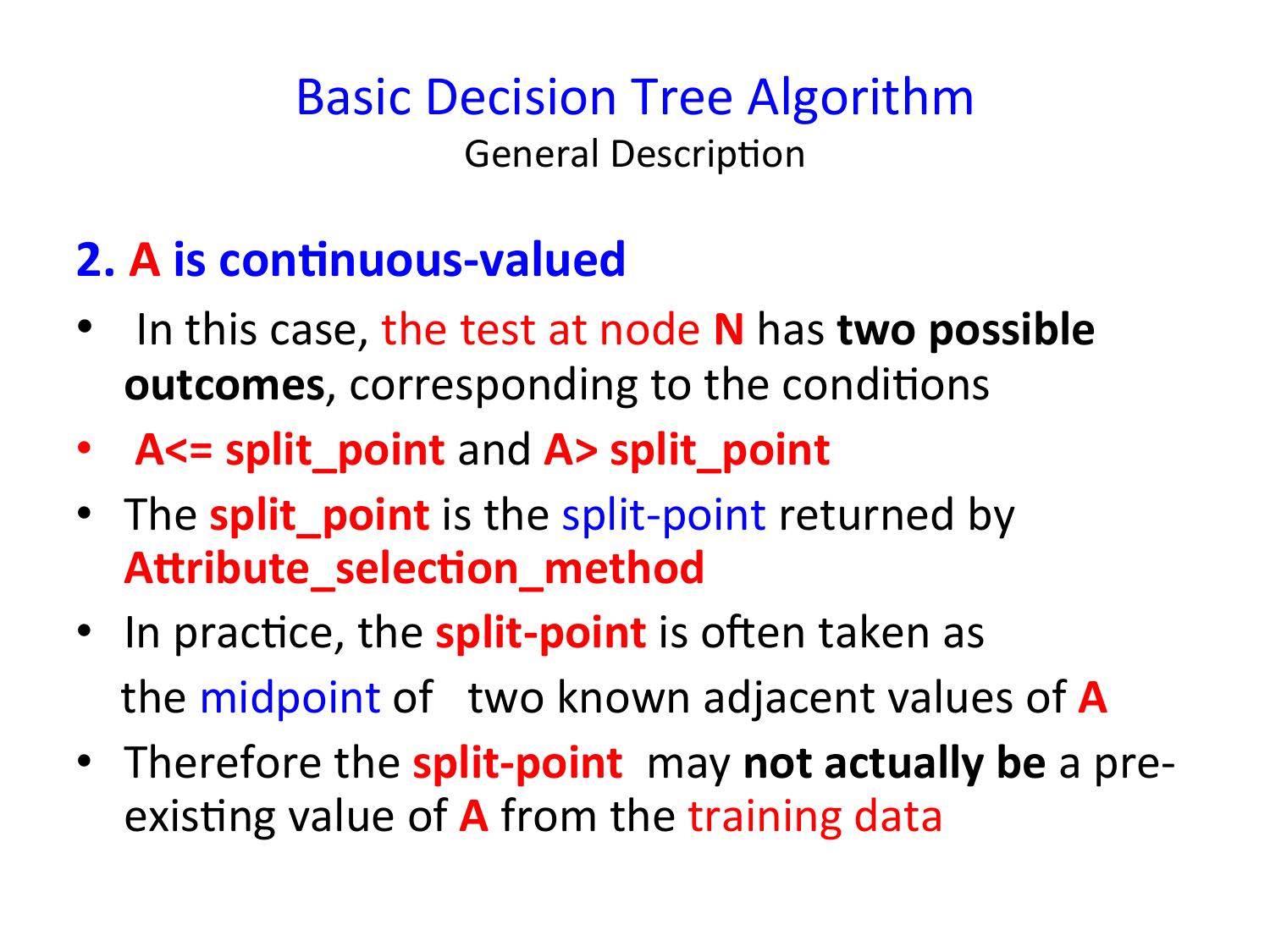# Basic Decision Tree Algorithm

General Description

## 2. A is continuous-valued

- In this case, the test at node **N** has **two possible outcomes**, corresponding to the conditions
- **A<= split_point** and **A> split_point**
- The **split_point** is the split-point returned by **Attribute_selection_method**
- In practice, the **split-point** is often taken as the midpoint of two known adjacent values of **A**
- Therefore the **split-point** may **not actually be** a pre-existing value of **A** from the training data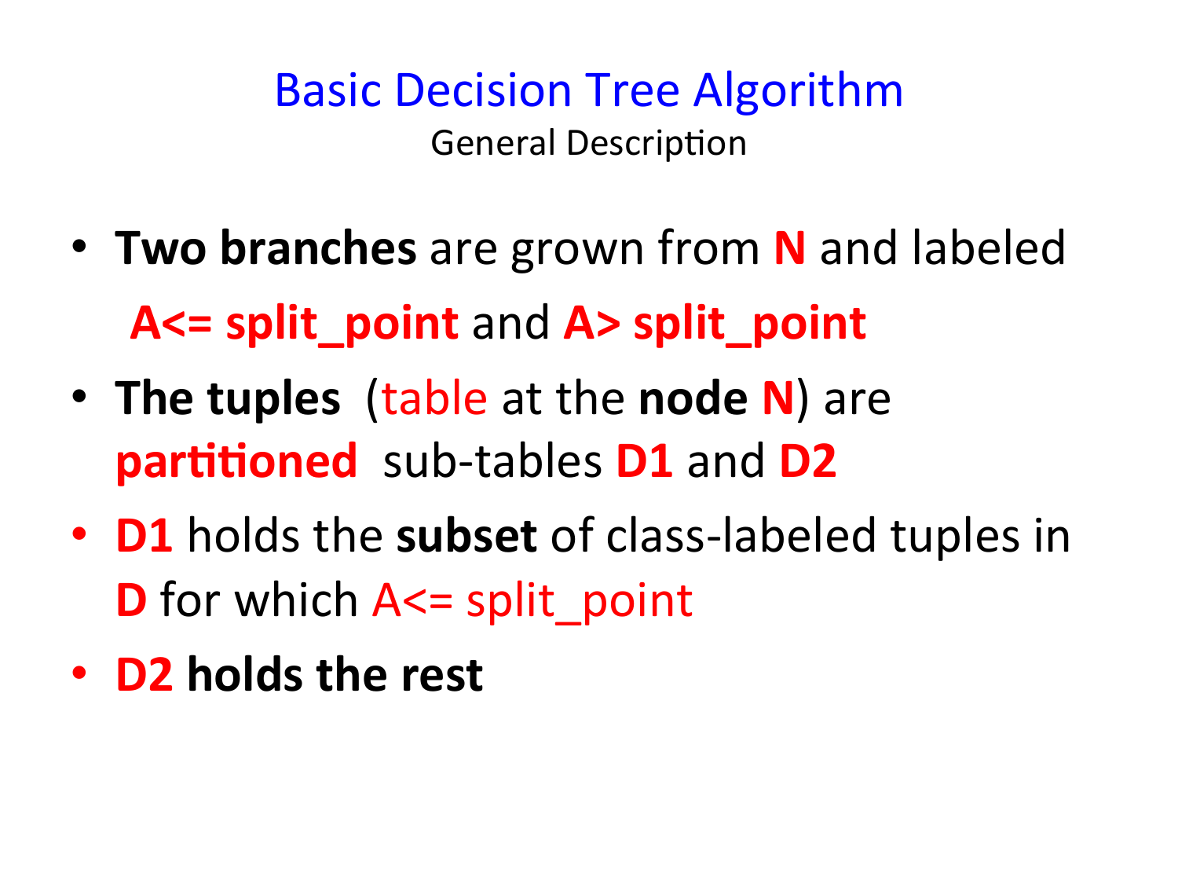# Basic Decision Tree Algorithm

General Description

- **Two branches** are grown from **N** and labeled
  **A<= split_point** and **A> split_point**
- **The tuples** (table at the **node N**) are **partitioned** sub-tables **D1** and **D2**
- **D1** holds the **subset** of class-labeled tuples in **D** for which A<= split_point
- **D2 holds the rest**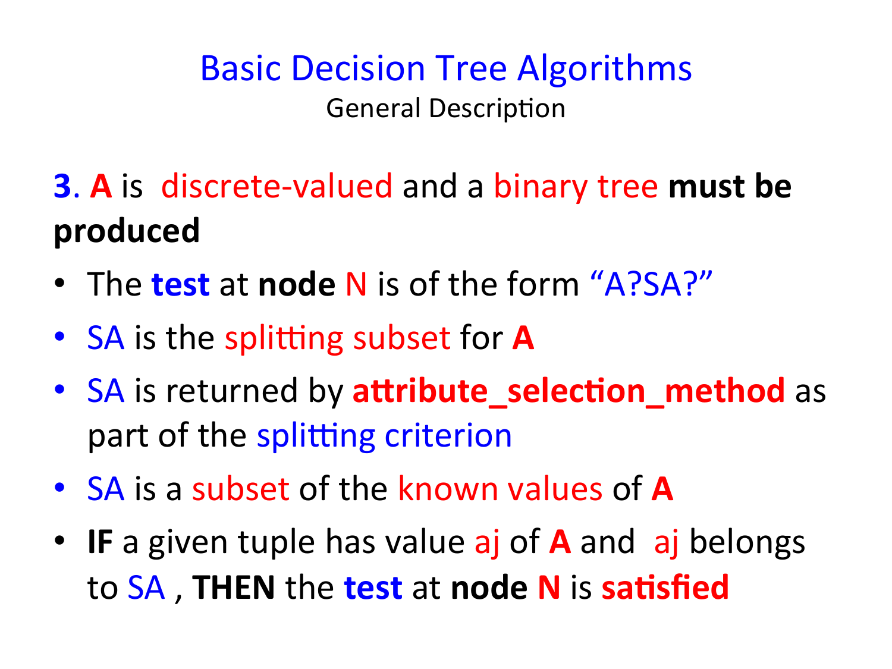# Basic Decision Tree Algorithms

## General Description

**3**. **A** is discrete-valued and a binary tree **must be produced**

- The **test** at **node** N is of the form "A?SA?"
- SA is the splitting subset for **A**
- SA is returned by **attribute_selection_method** as part of the splitting criterion
- SA is a subset of the known values of **A**
- **IF** a given tuple has value aj of **A** and aj belongs to SA , **THEN** the **test** at **node** **N** is **satisfied**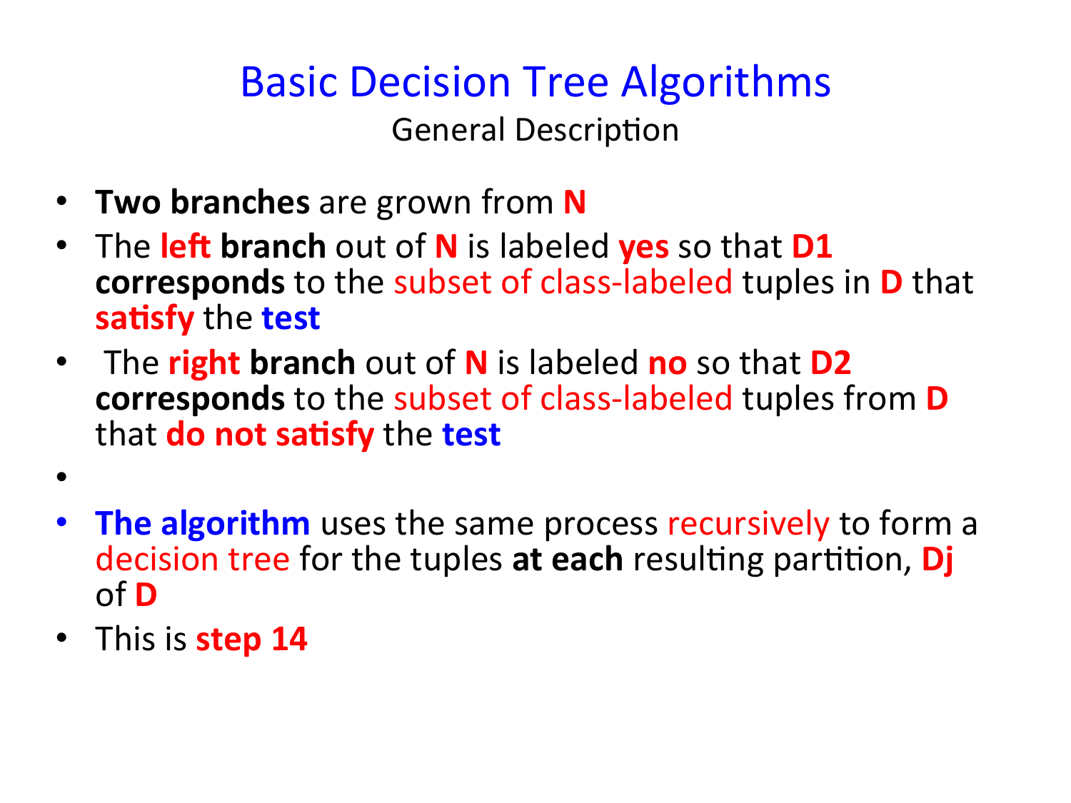# Basic Decision Tree Algorithms

General Description

- **Two branches** are grown from **N**
- The **left branch** out of **N** is labeled **yes** so that **D1 corresponds** to the subset of class-labeled tuples in **D** that **satisfy** the **test**
- The **right branch** out of **N** is labeled **no** so that **D2 corresponds** to the subset of class-labeled tuples from **D** that **do not satisfy** the **test**
- 
- **The algorithm** uses the same process recursively to form a decision tree for the tuples **at each** resulting partition, **Dj** of **D**
- This is **step 14**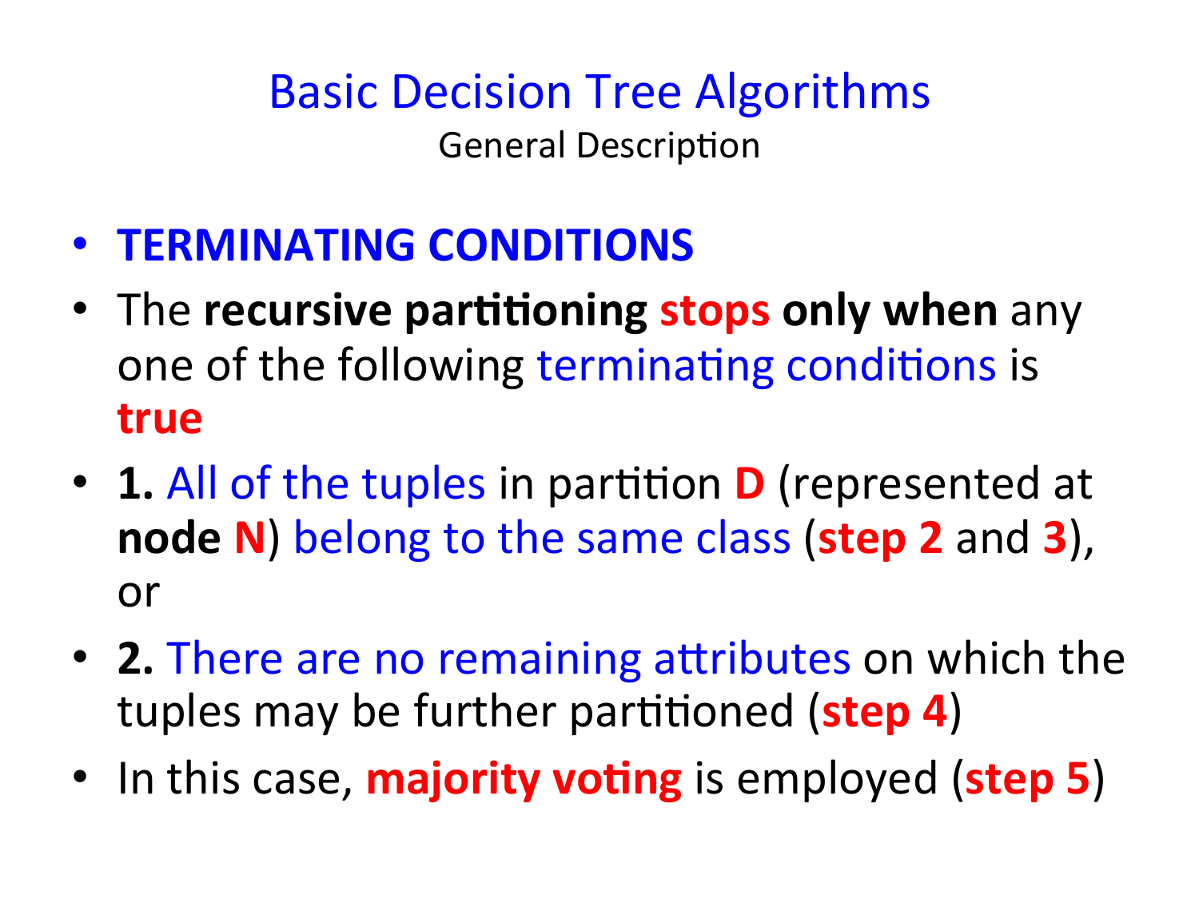# Basic Decision Tree Algorithms

General Description

- **TERMINATING CONDITIONS**
- The **recursive partitioning stops only when** any one of the following terminating conditions is **true**
- **1.** All of the tuples in partition **D** (represented at **node N**) belong to the same class (**step 2** and **3**), or
- **2.** There are no remaining attributes on which the tuples may be further partitioned (**step 4**)
- In this case, **majority voting** is employed (**step 5**)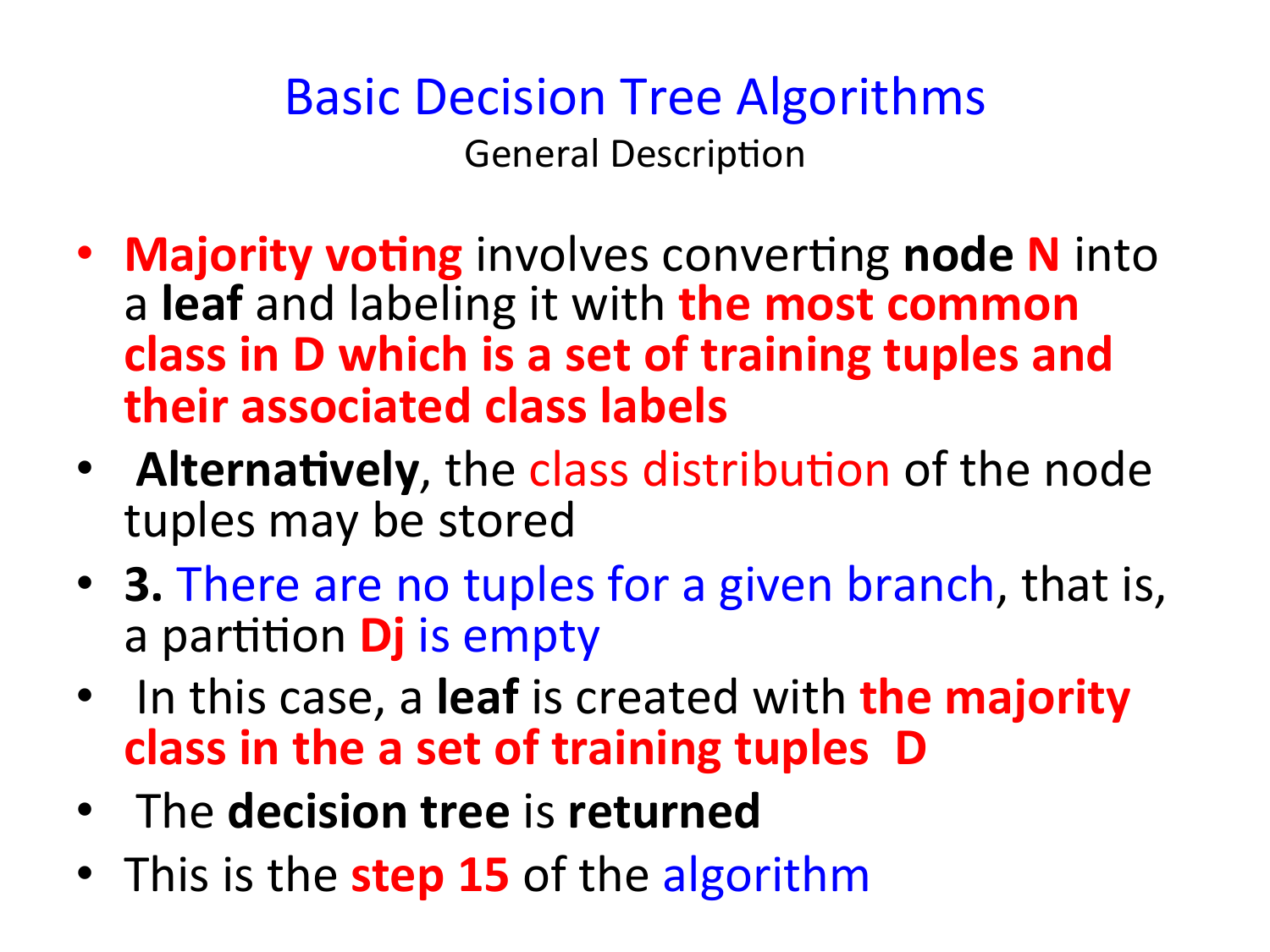# Basic Decision Tree Algorithms

General Description

- **Majority voting** involves converting **node N** into a **leaf** and labeling it with **the most common class in D which is a set of training tuples and their associated class labels**
- **Alternatively**, the class distribution of the node tuples may be stored
- **3.** There are no tuples for a given branch, that is, a partition **Dj** is empty
- In this case, a **leaf** is created with **the majority class in the a set of training tuples D**
- The **decision tree** is **returned**
- This is the **step 15** of the algorithm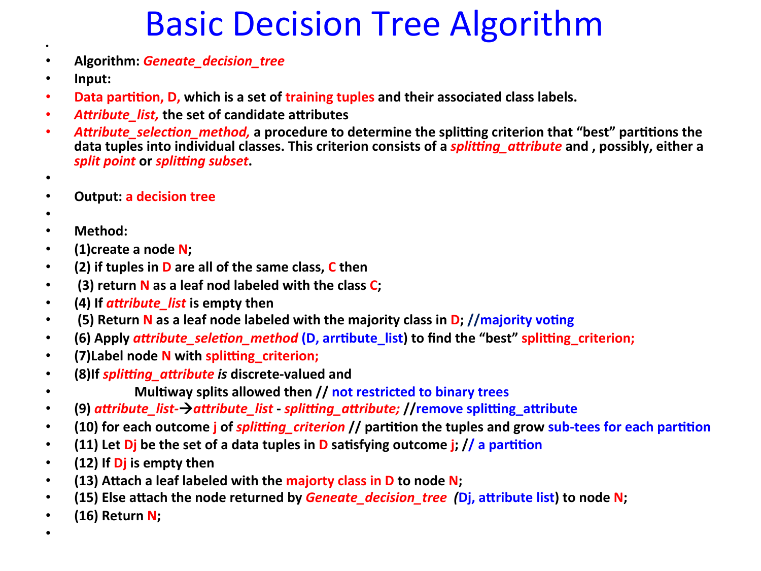# Basic Decision Tree Algorithm

- **Algorithm:** ***Geneate_decision_tree***
- **Input:**
- **Data partition, D, which is a set of training tuples and their associated class labels.**
- ***Attribute_list,*** **the set of candidate attributes**
- ***Attribute_selection_method,*** **a procedure to determine the splitting criterion that "best" partitions the data tuples into individual classes. This criterion consists of a *splitting_attribute* and , possibly, either a *split point* or *splitting subset*.**
- **Output: a decision tree**
- **Method:**
- **(1)create a node N;**
- **(2) if tuples in D are all of the same class, C then**
- **(3) return N as a leaf nod labeled with the class C;**
- **(4) If *attribute_list* is empty then**
- **(5) Return N as a leaf node labeled with the majority class in D; //majority voting**
- **(6) Apply *attribute_seletion_method* (D, arrtibute_list) to find the "best" splitting_criterion;**
- **(7)Label node N with splitting_criterion;**
- **(8)If *splitting_attribute is* discrete-valued and**
- **Multiway splits allowed then // not restricted to binary trees**
- **(9) *attribute_list-→attribute_list* - *splitting_attribute;* //remove splitting_attribute**
- **(10) for each outcome j of *splitting_criterion* // partition the tuples and grow sub-tees for each partition**
- **(11) Let Dj be the set of a data tuples in D satisfying outcome j; // a partition**
- **(12) If Dj is empty then**
- **(13) Attach a leaf labeled with the majorty class in D to node N;**
- **(15) Else attach the node returned by *Geneate_decision_tree* (Dj, attribute list) to node N;**
- **(16) Return N;**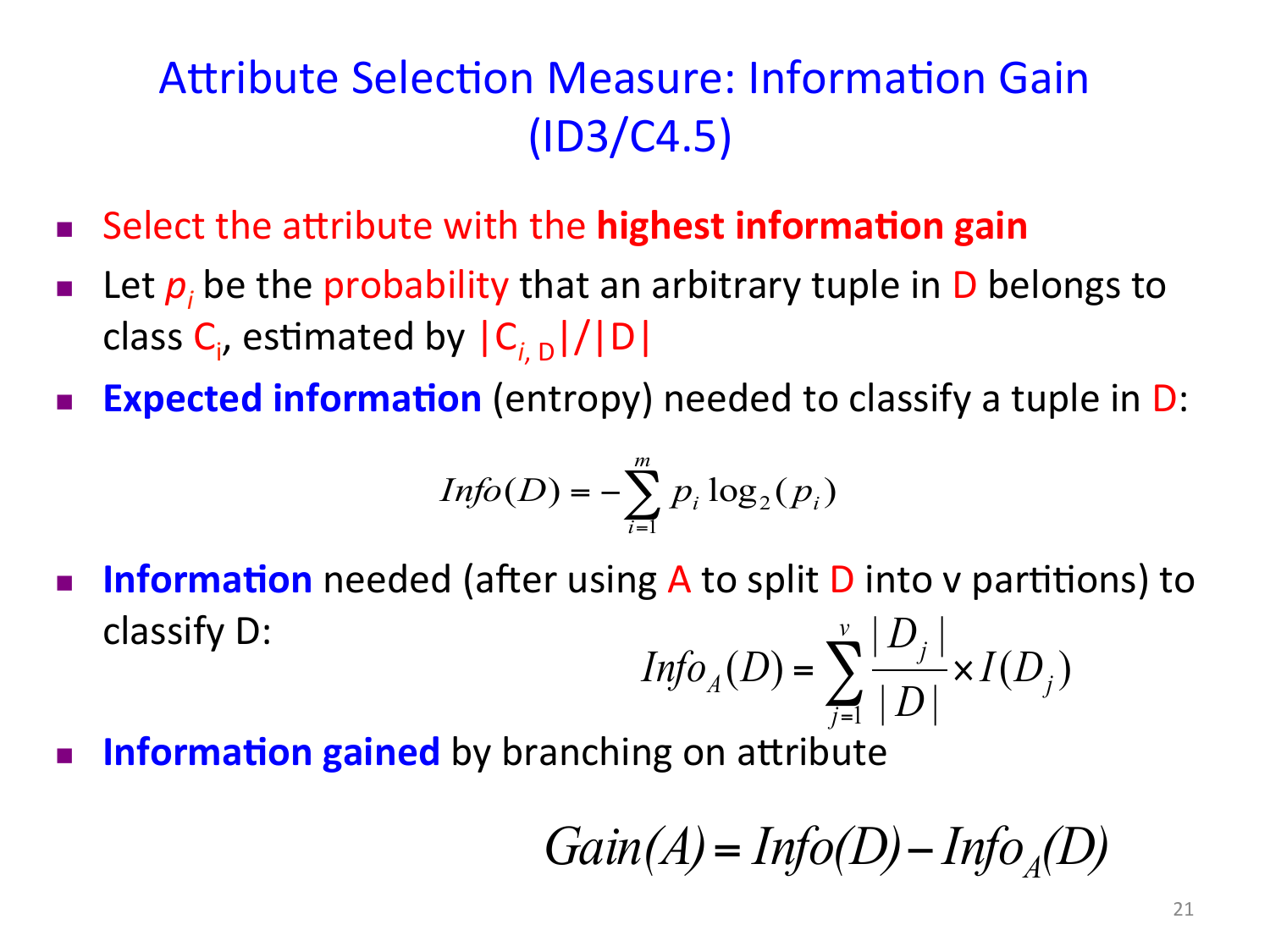# Attribute Selection Measure: Information Gain (ID3/C4.5)

- Select the attribute with the **highest information gain**
- Let $p_i$ be the probability that an arbitrary tuple in D belongs to class $C_i$, estimated by $|C_{i,D}|/|D|$
- **Expected information** (entropy) needed to classify a tuple in D:

$$Info(D) = -\sum_{i=1}^{m} p_i \log_2(p_i)$$

- **Information** needed (after using A to split D into v partitions) to classify D:

$$Info_A(D) = \sum_{j=1}^{v} \frac{|D_j|}{|D|} \times I(D_j)$$

- **Information gained** by branching on attribute

$$Gain(A) = Info(D) - Info_A(D)$$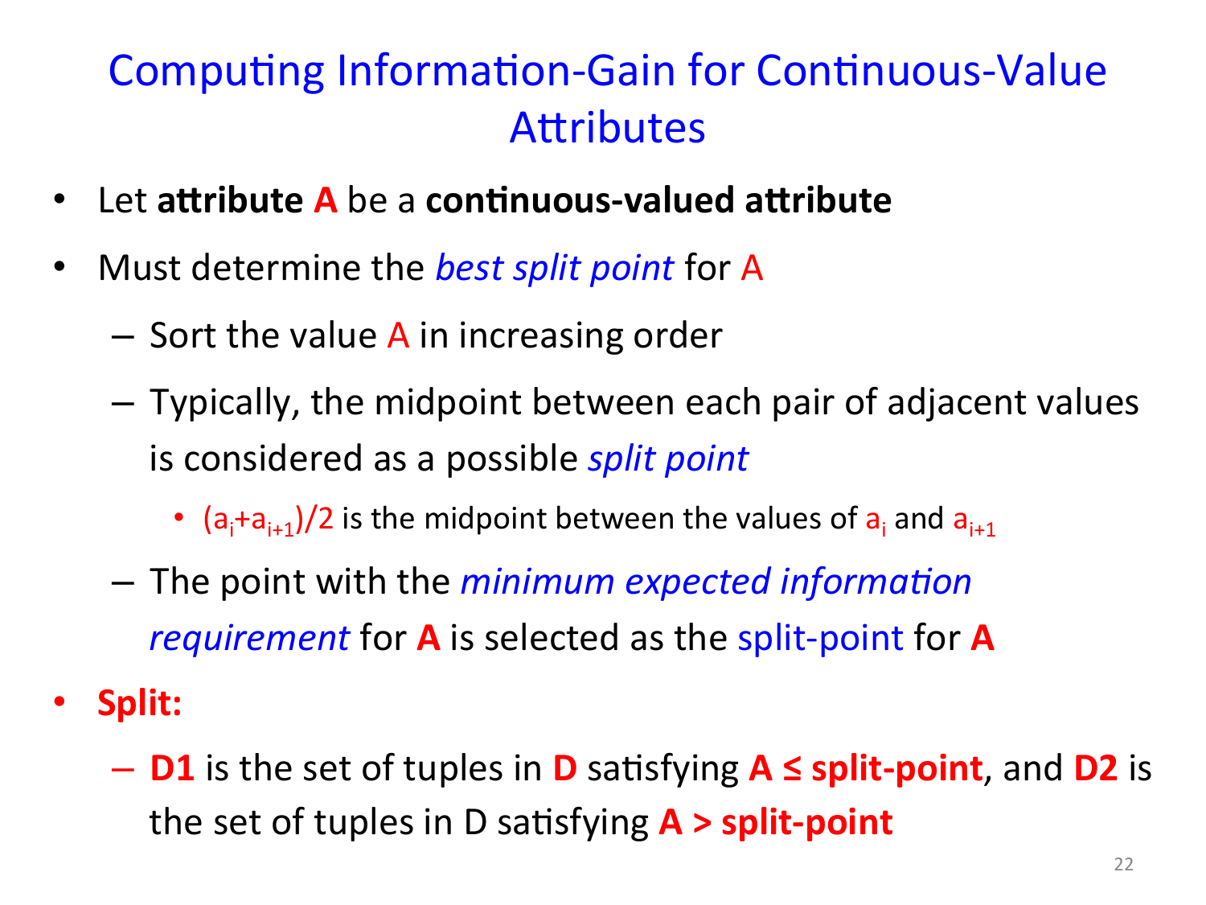# Computing Information-Gain for Continuous-Value Attributes

- Let **attribute A** be a **continuous-valued attribute**
- Must determine the *best split point* for A
  - Sort the value A in increasing order
  - Typically, the midpoint between each pair of adjacent values is considered as a possible *split point*
    - $(a_i+a_{i+1})/2$ is the midpoint between the values of $a_i$ and $a_{i+1}$
  - The point with the *minimum expected information requirement* for **A** is selected as the split-point for **A**
- **Split:**
  - **D1** is the set of tuples in **D** satisfying **A ≤ split-point**, and **D2** is the set of tuples in D satisfying **A > split-point**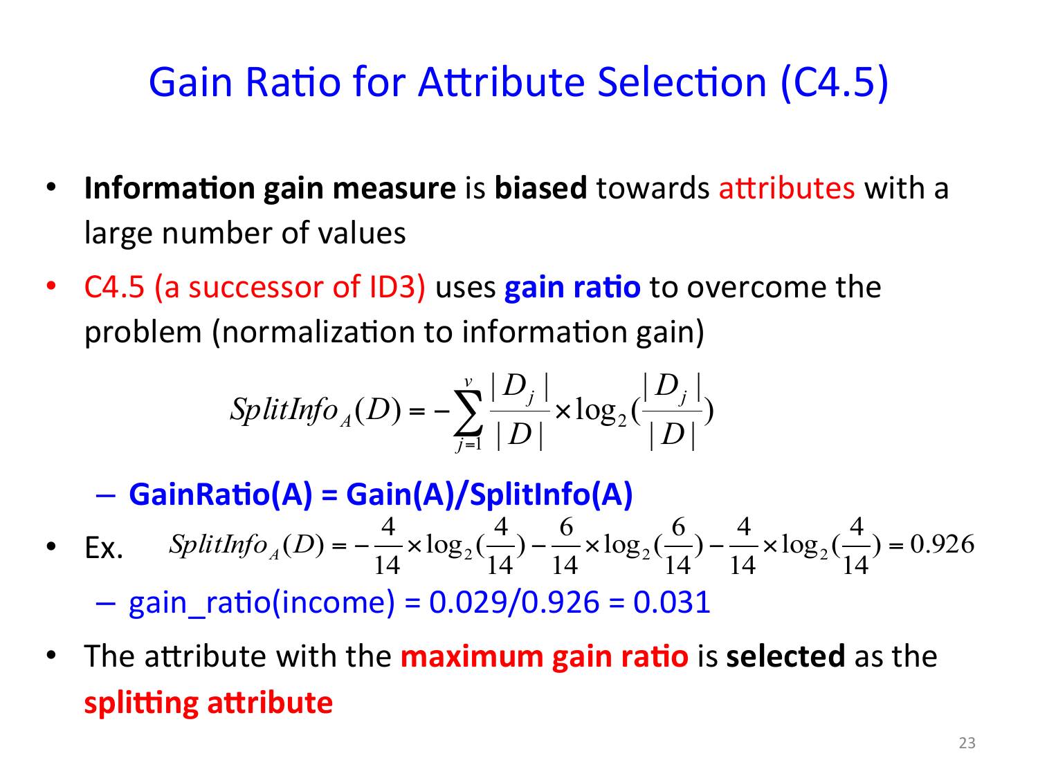# Gain Ratio for Attribute Selection (C4.5)

- **Information gain measure** is **biased** towards attributes with a large number of values
- C4.5 (a successor of ID3) uses **gain ratio** to overcome the problem (normalization to information gain)

$$SplitInfo_A(D) = -\sum_{j=1}^{v} \frac{|D_j|}{|D|} \times \log_2\left(\frac{|D_j|}{|D|}\right)$$

  - **GainRatio(A) = Gain(A)/SplitInfo(A)**
- Ex. $SplitInfo_A(D) = -\frac{4}{14} \times \log_2\left(\frac{4}{14}\right) - \frac{6}{14} \times \log_2\left(\frac{6}{14}\right) - \frac{4}{14} \times \log_2\left(\frac{4}{14}\right) = 0.926$
  - gain_ratio(income) = 0.029/0.926 = 0.031
- The attribute with the **maximum gain ratio** is **selected** as the **splitting attribute**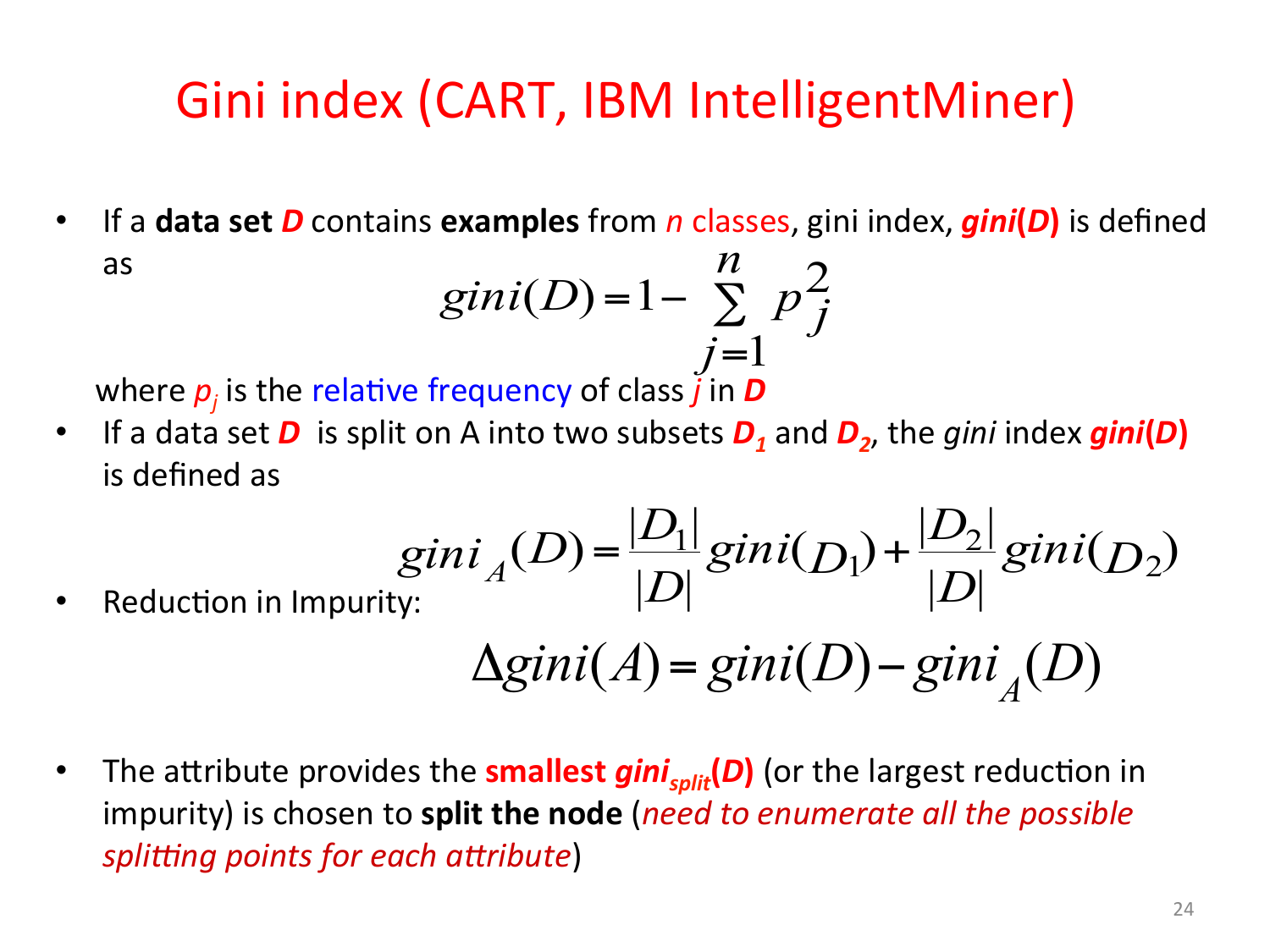# Gini index (CART, IBM IntelligentMiner)

- If a **data set *D*** contains **examples** from *n* classes, gini index, ***gini*(*D*)** is defined as

$$gini(D) = 1 - \sum_{j=1}^{n} p_j^2$$

where $p_j$ is the relative frequency of class *j* in ***D***

- If a data set ***D*** is split on A into two subsets $D_1$ and $D_2$, the *gini* index ***gini*(*D*)** is defined as

$$gini_A(D) = \frac{|D_1|}{|D|} gini(D_1) + \frac{|D_2|}{|D|} gini(D_2)$$

- Reduction in Impurity:

$$\Delta gini(A) = gini(D) - gini_A(D)$$

- The attribute provides the **smallest $gini_{split}(D)$** (or the largest reduction in impurity) is chosen to **split the node** (*need to enumerate all the possible splitting points for each attribute*)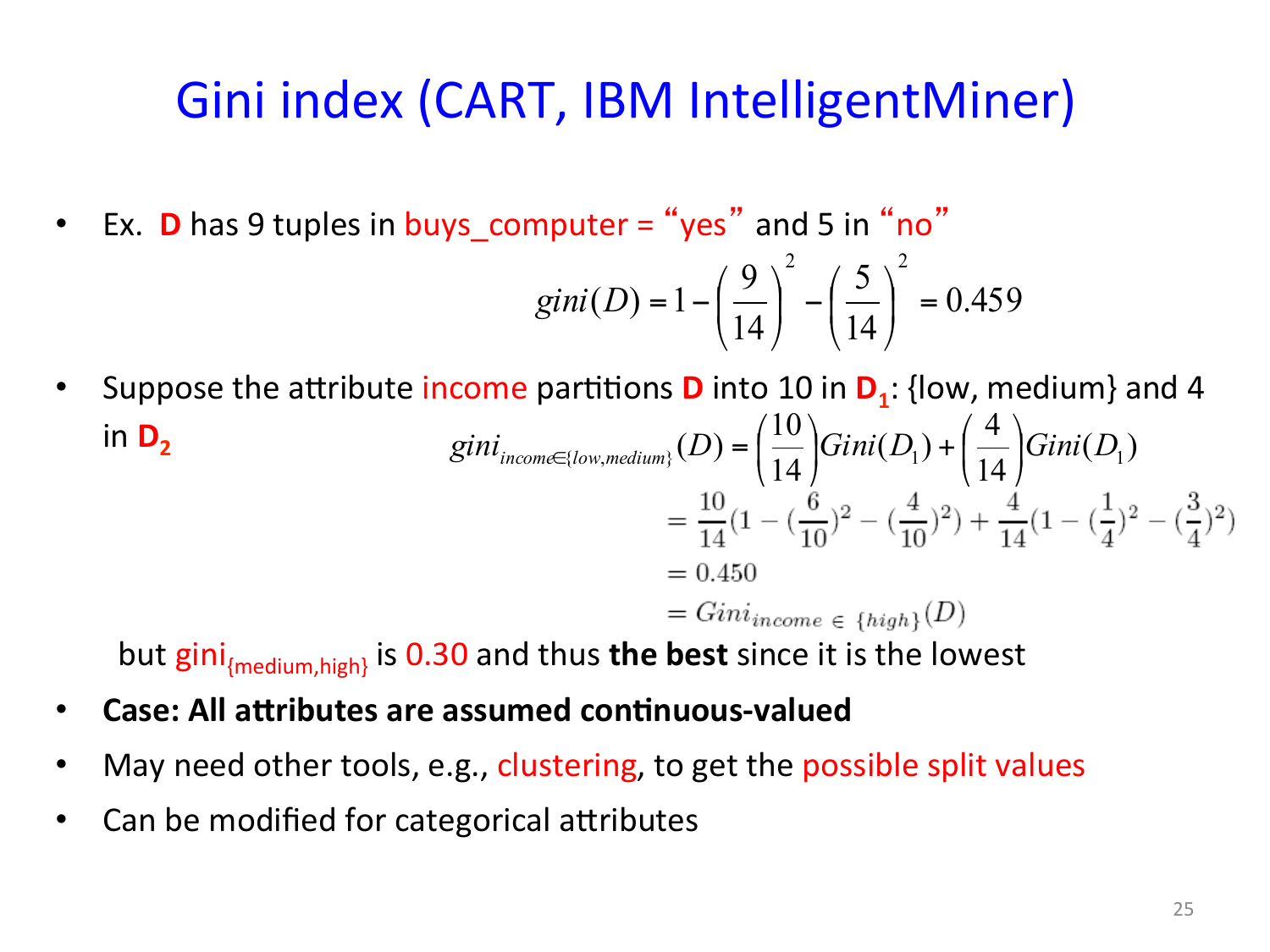# Gini index (CART, IBM IntelligentMiner)

- Ex. **D** has 9 tuples in buys_computer = "yes" and 5 in "no"

$$gini(D) = 1 - \left(\frac{9}{14}\right)^2 - \left(\frac{5}{14}\right)^2 = 0.459$$

- Suppose the attribute income partitions **D** into 10 in $\mathbf{D_1}$: {low, medium} and 4 in $\mathbf{D_2}$

$$\begin{aligned} gini_{income \in \{low, medium\}}(D) &= \left(\frac{10}{14}\right) Gini(D_1) + \left(\frac{4}{14}\right) Gini(D_1) \\ &= \frac{10}{14}(1 - (\frac{6}{10})^2 - (\frac{4}{10})^2) + \frac{4}{14}(1 - (\frac{1}{4})^2 - (\frac{3}{4})^2) \\ &= 0.450 \\ &= Gini_{income \,\in\, \{high\}}(D) \end{aligned}$$

  but $gini_{\{medium,high\}}$ is 0.30 and thus **the best** since it is the lowest

- **Case: All attributes are assumed continuous-valued**
- May need other tools, e.g., clustering, to get the possible split values
- Can be modified for categorical attributes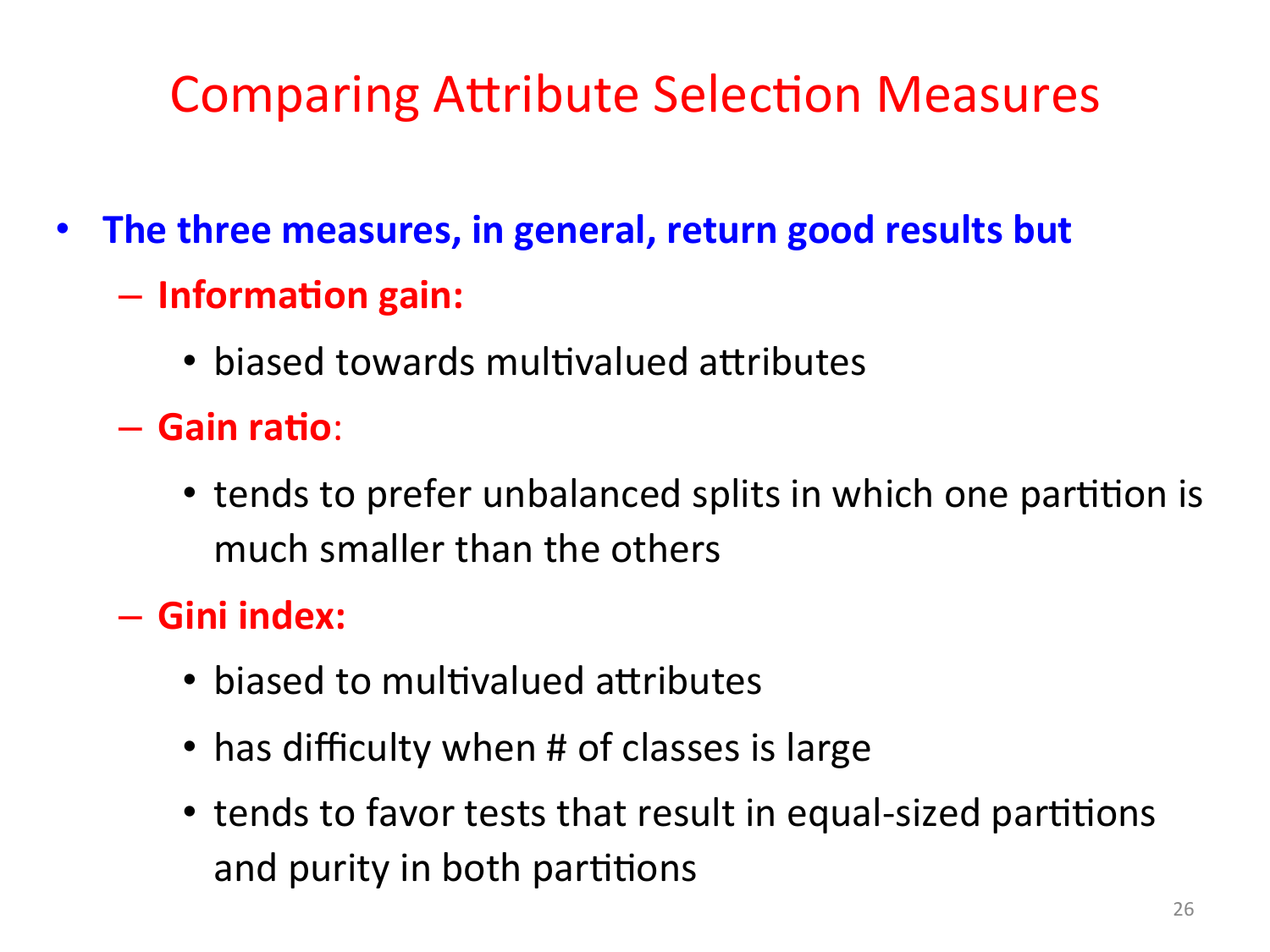# Comparing Attribute Selection Measures

- **The three measures, in general, return good results but**
  - **Information gain:**
    - biased towards multivalued attributes
  - **Gain ratio**:
    - tends to prefer unbalanced splits in which one partition is much smaller than the others
  - **Gini index:**
    - biased to multivalued attributes
    - has difficulty when # of classes is large
    - tends to favor tests that result in equal-sized partitions and purity in both partitions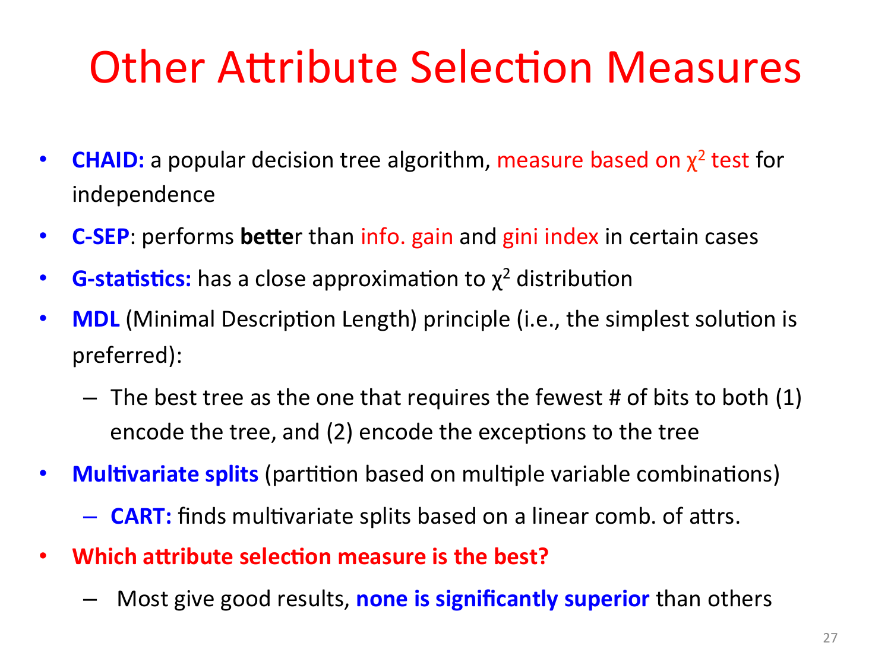# Other Attribute Selection Measures

- **CHAID:** a popular decision tree algorithm, measure based on $\chi^2$ test for independence
- **C-SEP**: performs **better** than info. gain and gini index in certain cases
- **G-statistics:** has a close approximation to $\chi^2$ distribution
- **MDL** (Minimal Description Length) principle (i.e., the simplest solution is preferred):
  - The best tree as the one that requires the fewest # of bits to both (1) encode the tree, and (2) encode the exceptions to the tree
- **Multivariate splits** (partition based on multiple variable combinations)
  - **CART:** finds multivariate splits based on a linear comb. of attrs.
- **Which attribute selection measure is the best?**
  - Most give good results, **none is significantly superior** than others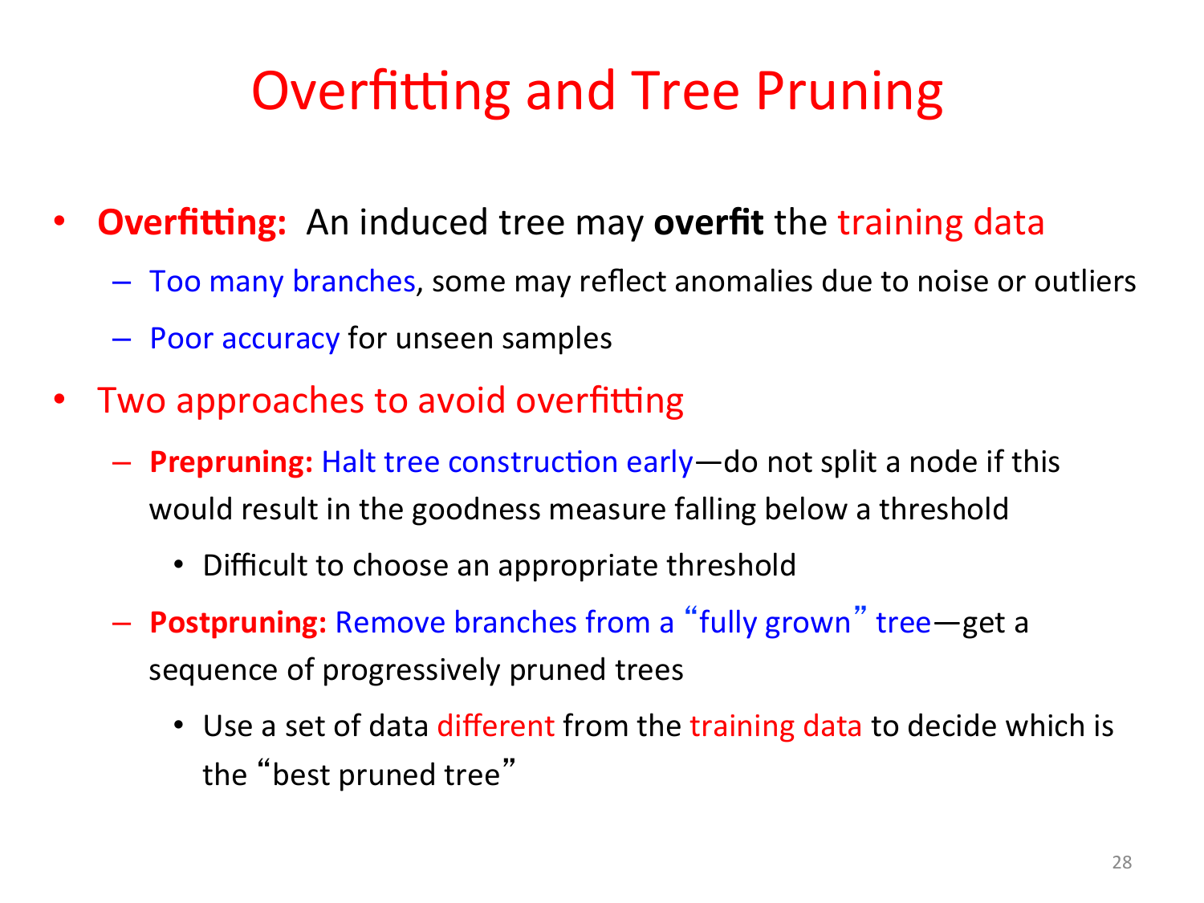# Overfitting and Tree Pruning

- **Overfitting:** An induced tree may **overfit** the training data
  - Too many branches, some may reflect anomalies due to noise or outliers
  - Poor accuracy for unseen samples
- Two approaches to avoid overfitting
  - **Prepruning:** Halt tree construction early—do not split a node if this would result in the goodness measure falling below a threshold
    - Difficult to choose an appropriate threshold
  - **Postpruning:** Remove branches from a "fully grown" tree—get a sequence of progressively pruned trees
    - Use a set of data different from the training data to decide which is the "best pruned tree"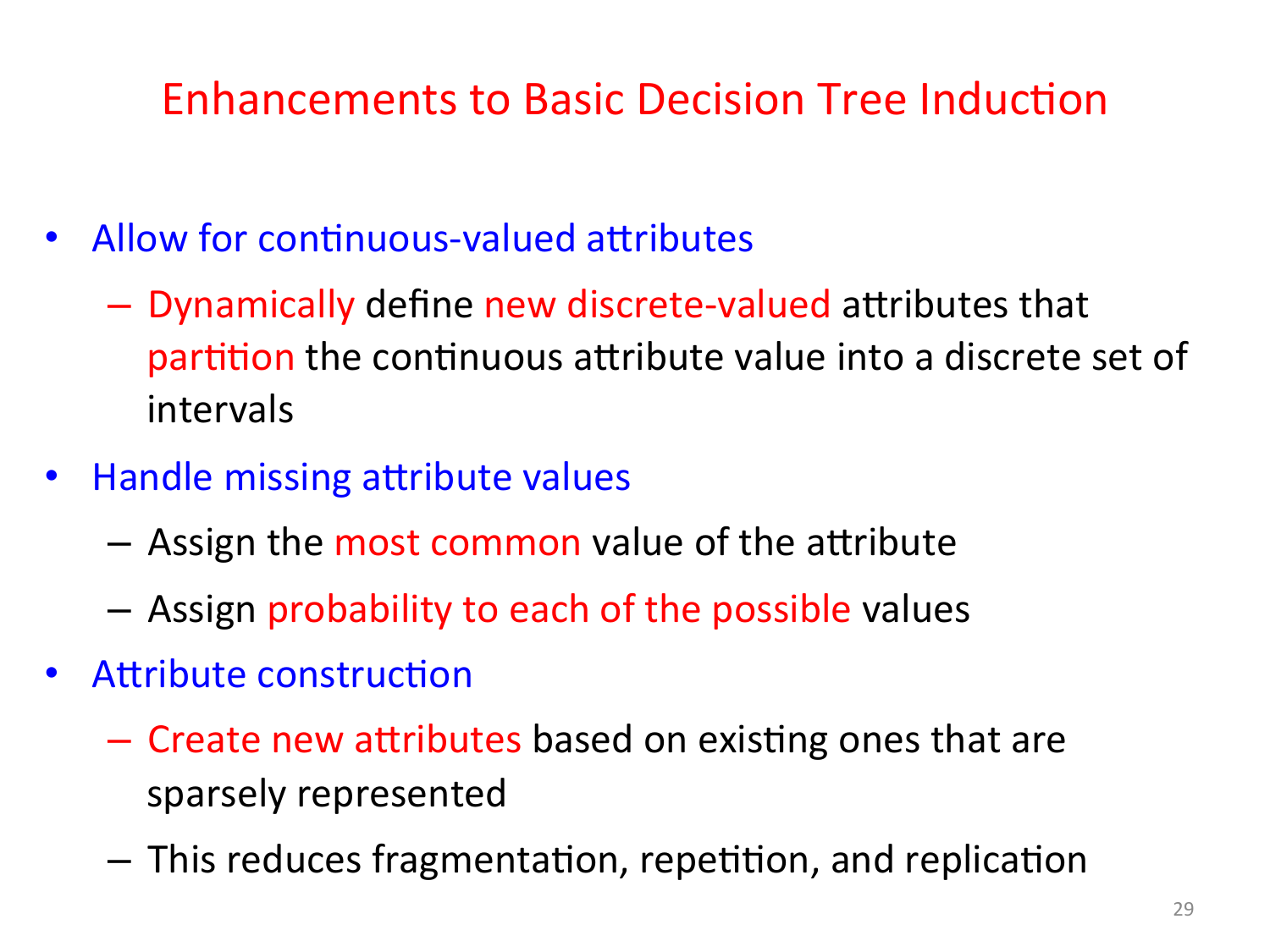# Enhancements to Basic Decision Tree Induction

- Allow for continuous-valued attributes
  - Dynamically define new discrete-valued attributes that partition the continuous attribute value into a discrete set of intervals
- Handle missing attribute values
  - Assign the most common value of the attribute
  - Assign probability to each of the possible values
- Attribute construction
  - Create new attributes based on existing ones that are sparsely represented
  - This reduces fragmentation, repetition, and replication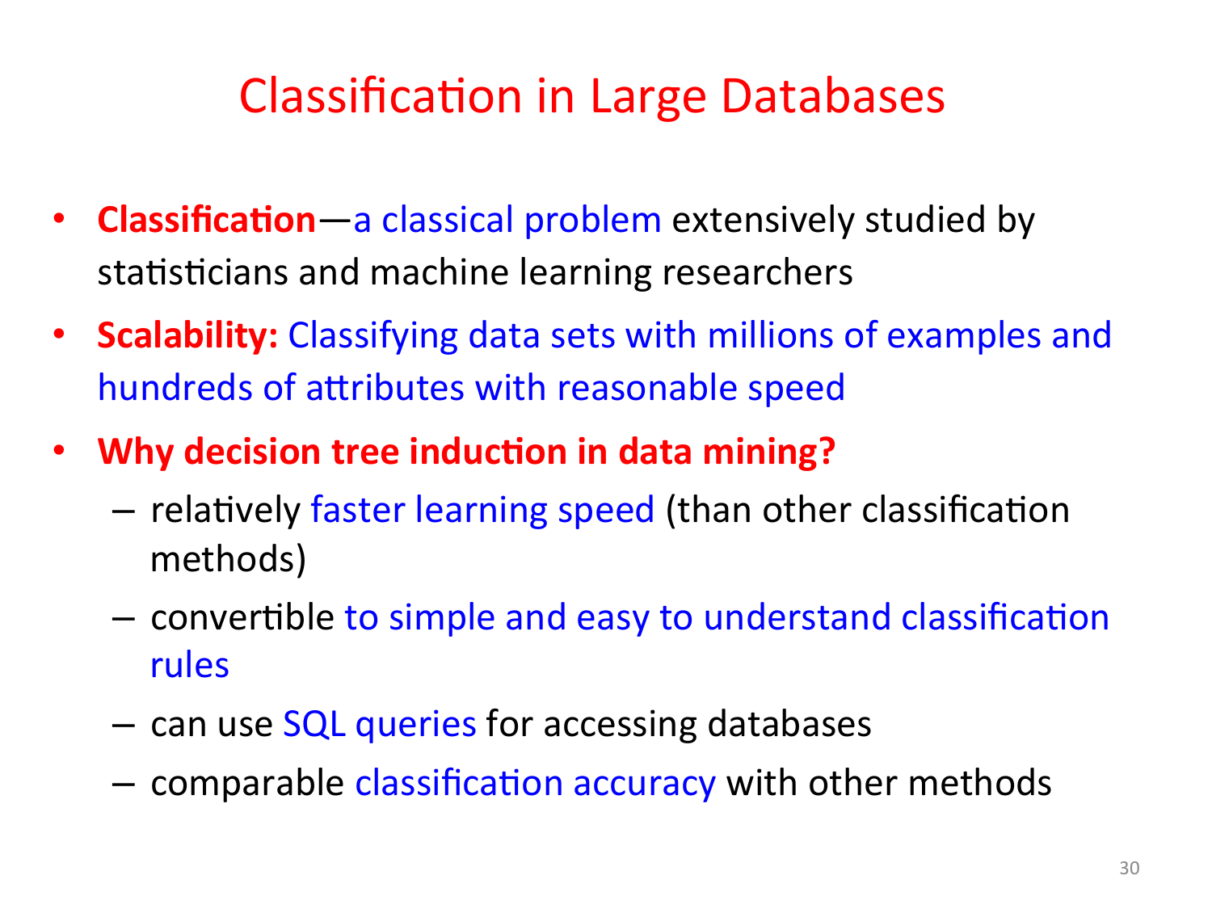# Classification in Large Databases

- **Classification**—a classical problem extensively studied by statisticians and machine learning researchers
- **Scalability:** Classifying data sets with millions of examples and hundreds of attributes with reasonable speed
- **Why decision tree induction in data mining?**
  - relatively faster learning speed (than other classification methods)
  - convertible to simple and easy to understand classification rules
  - can use SQL queries for accessing databases
  - comparable classification accuracy with other methods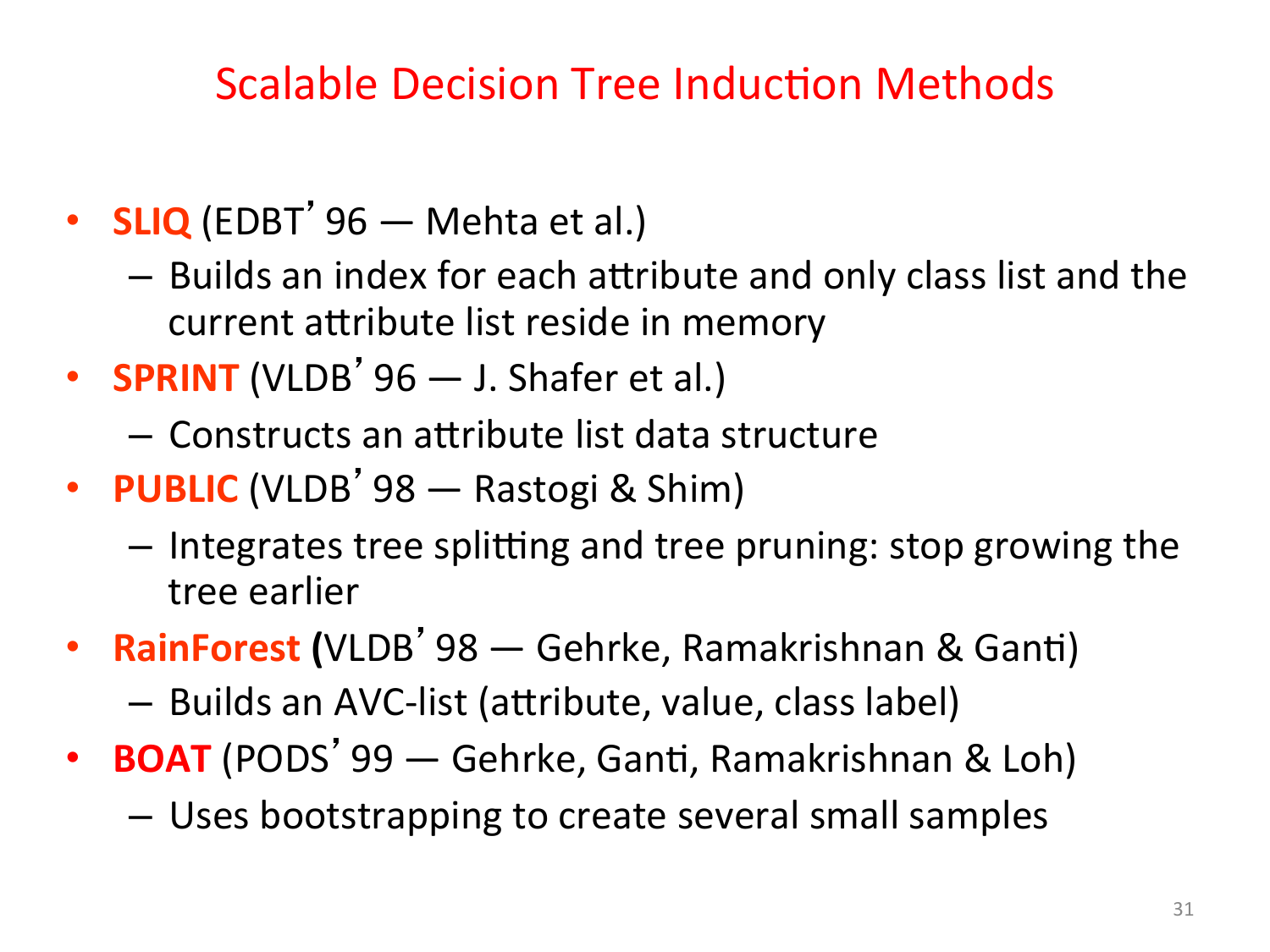# Scalable Decision Tree Induction Methods

- **SLIQ** (EDBT'96 — Mehta et al.)
  - Builds an index for each attribute and only class list and the current attribute list reside in memory
- **SPRINT** (VLDB'96 — J. Shafer et al.)
  - Constructs an attribute list data structure
- **PUBLIC** (VLDB'98 — Rastogi & Shim)
  - Integrates tree splitting and tree pruning: stop growing the tree earlier
- **RainForest (**VLDB'98 — Gehrke, Ramakrishnan & Ganti)
  - Builds an AVC-list (attribute, value, class label)
- **BOAT** (PODS'99 — Gehrke, Ganti, Ramakrishnan & Loh)
  - Uses bootstrapping to create several small samples